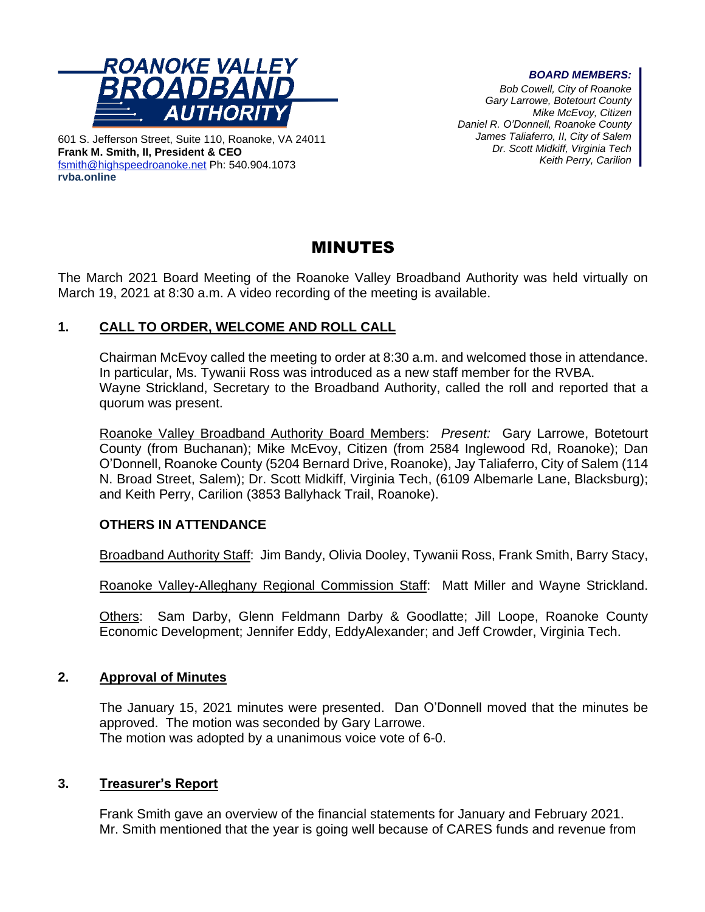**ROANOKE VALLEY BROADBAND AUTHORITY**

601 S. Jefferson Street, Suite 110, Roanoke, VA 24011
**Frank M. Smith, II, President & CEO**
fsmith@highspeedroanoke.net Ph: 540.904.1073
**rvba.online**

***BOARD MEMBERS:***
*Bob Cowell, City of Roanoke*
*Gary Larrowe, Botetourt County*
*Mike McEvoy, Citizen*
*Daniel R. O'Donnell, Roanoke County*
*James Taliaferro, II, City of Salem*
*Dr. Scott Midkiff, Virginia Tech*
*Keith Perry, Carilion*

# MINUTES

The March 2021 Board Meeting of the Roanoke Valley Broadband Authority was held virtually on March 19, 2021 at 8:30 a.m. A video recording of the meeting is available.

## 1. CALL TO ORDER, WELCOME AND ROLL CALL

Chairman McEvoy called the meeting to order at 8:30 a.m. and welcomed those in attendance. In particular, Ms. Tywanii Ross was introduced as a new staff member for the RVBA. Wayne Strickland, Secretary to the Broadband Authority, called the roll and reported that a quorum was present.

Roanoke Valley Broadband Authority Board Members: *Present:* Gary Larrowe, Botetourt County (from Buchanan); Mike McEvoy, Citizen (from 2584 Inglewood Rd, Roanoke); Dan O'Donnell, Roanoke County (5204 Bernard Drive, Roanoke), Jay Taliaferro, City of Salem (114 N. Broad Street, Salem); Dr. Scott Midkiff, Virginia Tech, (6109 Albemarle Lane, Blacksburg); and Keith Perry, Carilion (3853 Ballyhack Trail, Roanoke).

### OTHERS IN ATTENDANCE

Broadband Authority Staff: Jim Bandy, Olivia Dooley, Tywanii Ross, Frank Smith, Barry Stacy,

Roanoke Valley-Alleghany Regional Commission Staff: Matt Miller and Wayne Strickland.

Others: Sam Darby, Glenn Feldmann Darby & Goodlatte; Jill Loope, Roanoke County Economic Development; Jennifer Eddy, EddyAlexander; and Jeff Crowder, Virginia Tech.

## 2. Approval of Minutes

The January 15, 2021 minutes were presented. Dan O'Donnell moved that the minutes be approved. The motion was seconded by Gary Larrowe.
The motion was adopted by a unanimous voice vote of 6-0.

## 3. Treasurer's Report

Frank Smith gave an overview of the financial statements for January and February 2021. Mr. Smith mentioned that the year is going well because of CARES funds and revenue from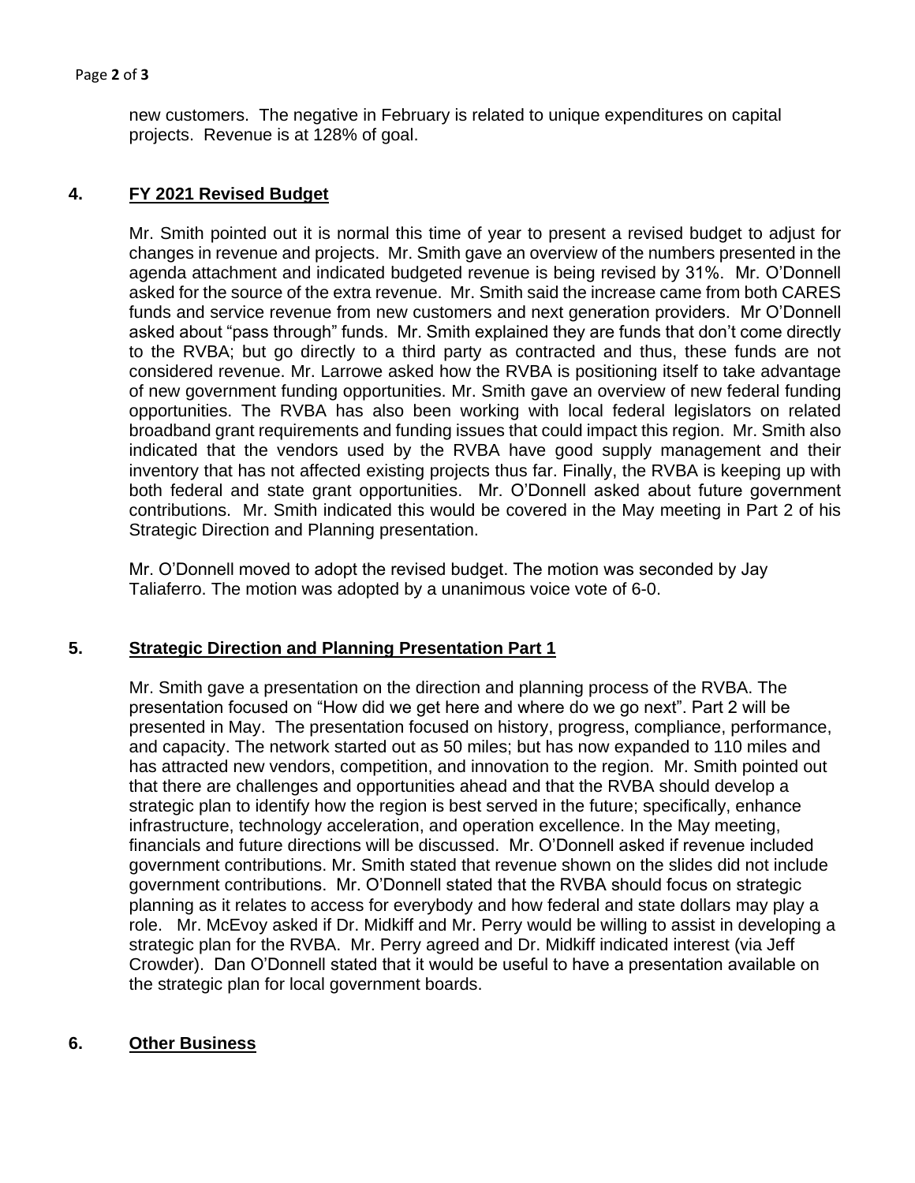new customers. The negative in February is related to unique expenditures on capital projects. Revenue is at 128% of goal.

## 4. FY 2021 Revised Budget

Mr. Smith pointed out it is normal this time of year to present a revised budget to adjust for changes in revenue and projects. Mr. Smith gave an overview of the numbers presented in the agenda attachment and indicated budgeted revenue is being revised by 31%. Mr. O'Donnell asked for the source of the extra revenue. Mr. Smith said the increase came from both CARES funds and service revenue from new customers and next generation providers. Mr O'Donnell asked about "pass through" funds. Mr. Smith explained they are funds that don't come directly to the RVBA; but go directly to a third party as contracted and thus, these funds are not considered revenue. Mr. Larrowe asked how the RVBA is positioning itself to take advantage of new government funding opportunities. Mr. Smith gave an overview of new federal funding opportunities. The RVBA has also been working with local federal legislators on related broadband grant requirements and funding issues that could impact this region. Mr. Smith also indicated that the vendors used by the RVBA have good supply management and their inventory that has not affected existing projects thus far. Finally, the RVBA is keeping up with both federal and state grant opportunities. Mr. O'Donnell asked about future government contributions. Mr. Smith indicated this would be covered in the May meeting in Part 2 of his Strategic Direction and Planning presentation.

Mr. O'Donnell moved to adopt the revised budget. The motion was seconded by Jay Taliaferro. The motion was adopted by a unanimous voice vote of 6-0.

## 5. Strategic Direction and Planning Presentation Part 1

Mr. Smith gave a presentation on the direction and planning process of the RVBA. The presentation focused on "How did we get here and where do we go next". Part 2 will be presented in May. The presentation focused on history, progress, compliance, performance, and capacity. The network started out as 50 miles; but has now expanded to 110 miles and has attracted new vendors, competition, and innovation to the region. Mr. Smith pointed out that there are challenges and opportunities ahead and that the RVBA should develop a strategic plan to identify how the region is best served in the future; specifically, enhance infrastructure, technology acceleration, and operation excellence. In the May meeting, financials and future directions will be discussed. Mr. O'Donnell asked if revenue included government contributions. Mr. Smith stated that revenue shown on the slides did not include government contributions. Mr. O'Donnell stated that the RVBA should focus on strategic planning as it relates to access for everybody and how federal and state dollars may play a role. Mr. McEvoy asked if Dr. Midkiff and Mr. Perry would be willing to assist in developing a strategic plan for the RVBA. Mr. Perry agreed and Dr. Midkiff indicated interest (via Jeff Crowder). Dan O'Donnell stated that it would be useful to have a presentation available on the strategic plan for local government boards.

## 6. Other Business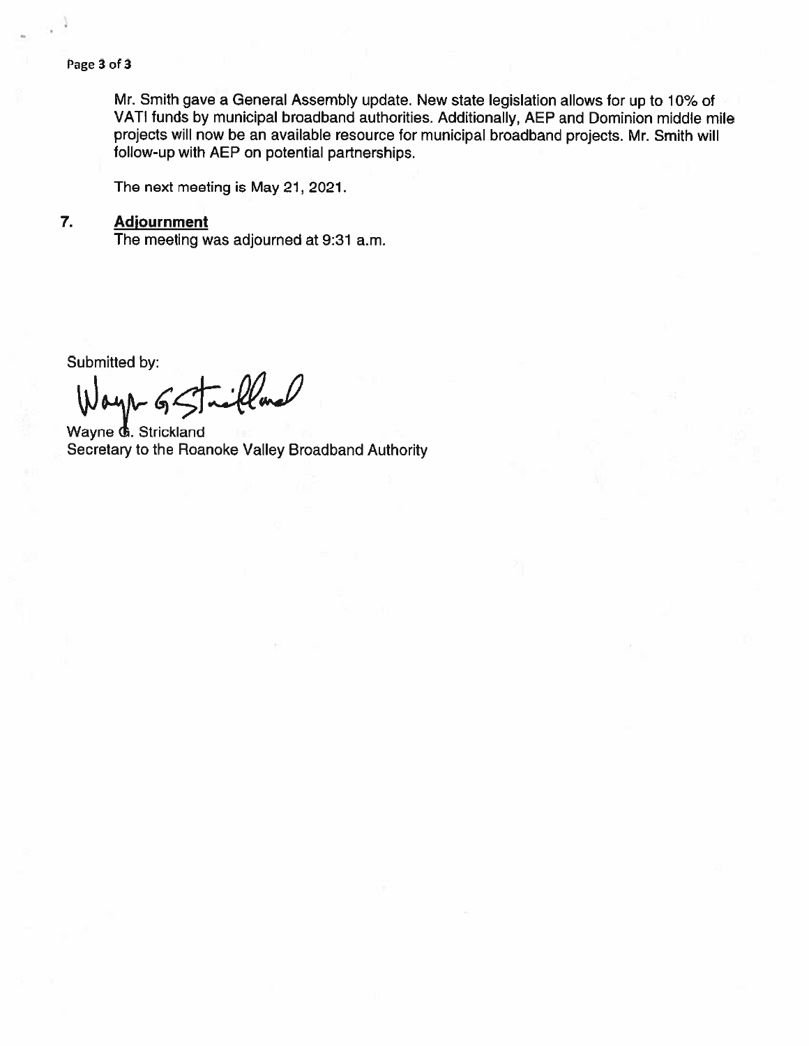Mr. Smith gave a General Assembly update. New state legislation allows for up to 10% of VATI funds by municipal broadband authorities. Additionally, AEP and Dominion middle mile projects will now be an available resource for municipal broadband projects. Mr. Smith will follow-up with AEP on potential partnerships.

The next meeting is May 21, 2021.

**7. Adjournment**

The meeting was adjourned at 9:31 a.m.

Submitted by:

Wayne G. Strickland

Wayne G. Strickland
Secretary to the Roanoke Valley Broadband Authority